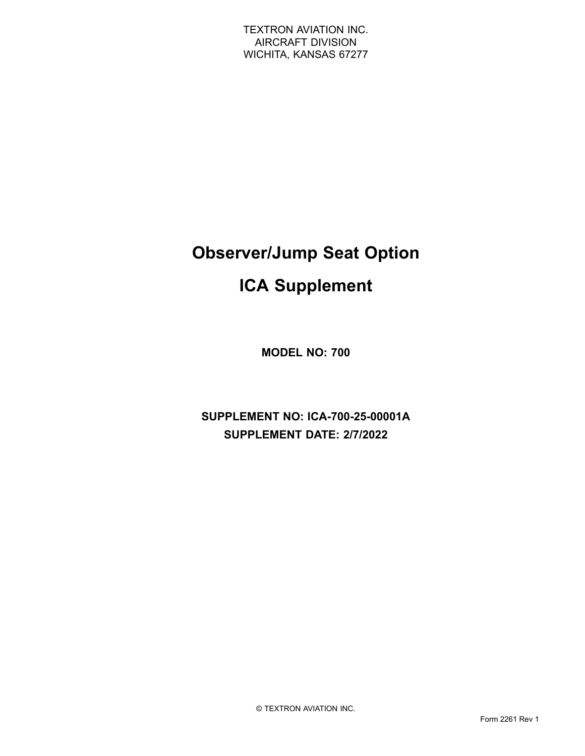TEXTRON AVIATION INC.
AIRCRAFT DIVISION
WICHITA, KANSAS 67277

# Observer/Jump Seat Option

# ICA Supplement

**MODEL NO: 700**

**SUPPLEMENT NO: ICA-700-25-00001A**

**SUPPLEMENT DATE: 2/7/2022**

© TEXTRON AVIATION INC.

Form 2261 Rev 1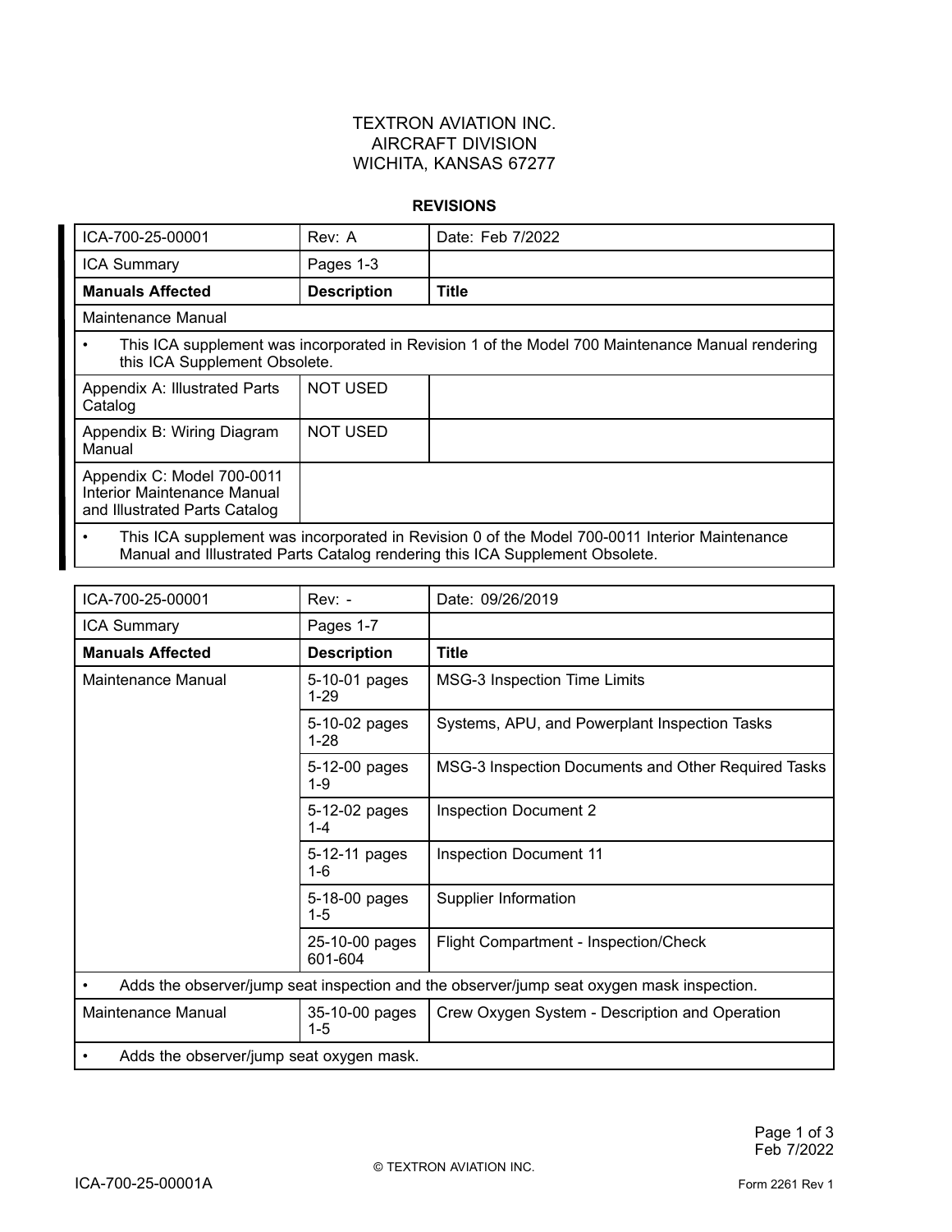TEXTRON AVIATION INC.
AIRCRAFT DIVISION
WICHITA, KANSAS 67277

## REVISIONS

| ICA-700-25-00001 | Rev: A | Date: Feb 7/2022 |
|---|---|---|
| ICA Summary | Pages 1-3 | |
| **Manuals Affected** | **Description** | **Title** |
| Maintenance Manual | | |
| • This ICA supplement was incorporated in Revision 1 of the Model 700 Maintenance Manual rendering this ICA Supplement Obsolete. | | |
| Appendix A: Illustrated Parts Catalog | NOT USED | |
| Appendix B: Wiring Diagram Manual | NOT USED | |
| Appendix C: Model 700-0011 Interior Maintenance Manual and Illustrated Parts Catalog | | |
| • This ICA supplement was incorporated in Revision 0 of the Model 700-0011 Interior Maintenance Manual and Illustrated Parts Catalog rendering this ICA Supplement Obsolete. | | |

| ICA-700-25-00001 | Rev: - | Date: 09/26/2019 |
|---|---|---|
| ICA Summary | Pages 1-7 | |
| **Manuals Affected** | **Description** | **Title** |
| Maintenance Manual | 5-10-01 pages 1-29 | MSG-3 Inspection Time Limits |
| | 5-10-02 pages 1-28 | Systems, APU, and Powerplant Inspection Tasks |
| | 5-12-00 pages 1-9 | MSG-3 Inspection Documents and Other Required Tasks |
| | 5-12-02 pages 1-4 | Inspection Document 2 |
| | 5-12-11 pages 1-6 | Inspection Document 11 |
| | 5-18-00 pages 1-5 | Supplier Information |
| | 25-10-00 pages 601-604 | Flight Compartment - Inspection/Check |
| • Adds the observer/jump seat inspection and the observer/jump seat oxygen mask inspection. | | |
| Maintenance Manual | 35-10-00 pages 1-5 | Crew Oxygen System - Description and Operation |
| • Adds the observer/jump seat oxygen mask. | | |

© TEXTRON AVIATION INC.

ICA-700-25-00001A

Form 2261 Rev 1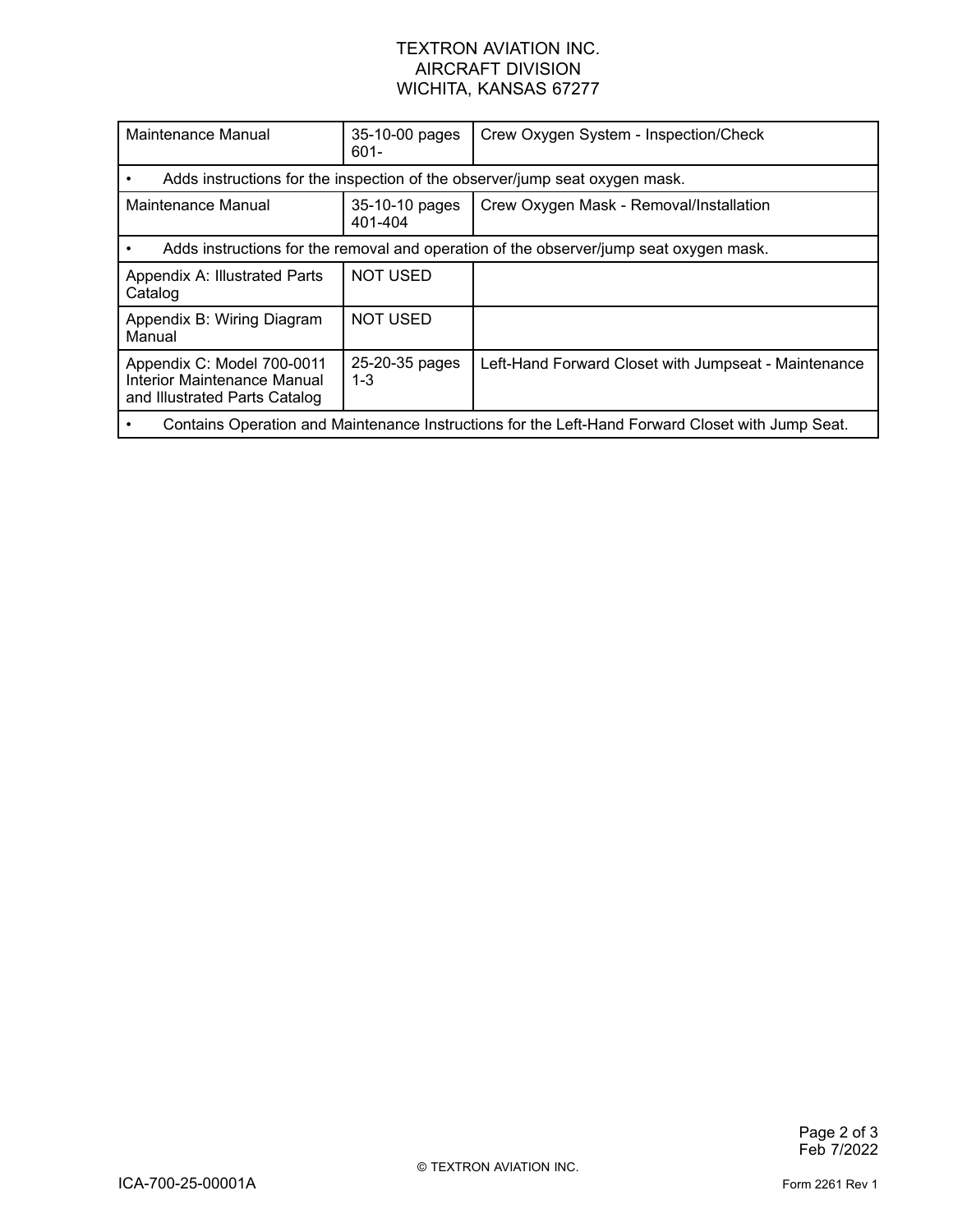| | | |
|---|---|---|
| Maintenance Manual | 35-10-00 pages 601- | Crew Oxygen System - Inspection/Check |
| • Adds instructions for the inspection of the observer/jump seat oxygen mask. | | |
| Maintenance Manual | 35-10-10 pages 401-404 | Crew Oxygen Mask - Removal/Installation |
| • Adds instructions for the removal and operation of the observer/jump seat oxygen mask. | | |
| Appendix A: Illustrated Parts Catalog | NOT USED | |
| Appendix B: Wiring Diagram Manual | NOT USED | |
| Appendix C: Model 700-0011 Interior Maintenance Manual and Illustrated Parts Catalog | 25-20-35 pages 1-3 | Left-Hand Forward Closet with Jumpseat - Maintenance |
| • Contains Operation and Maintenance Instructions for the Left-Hand Forward Closet with Jump Seat. | | |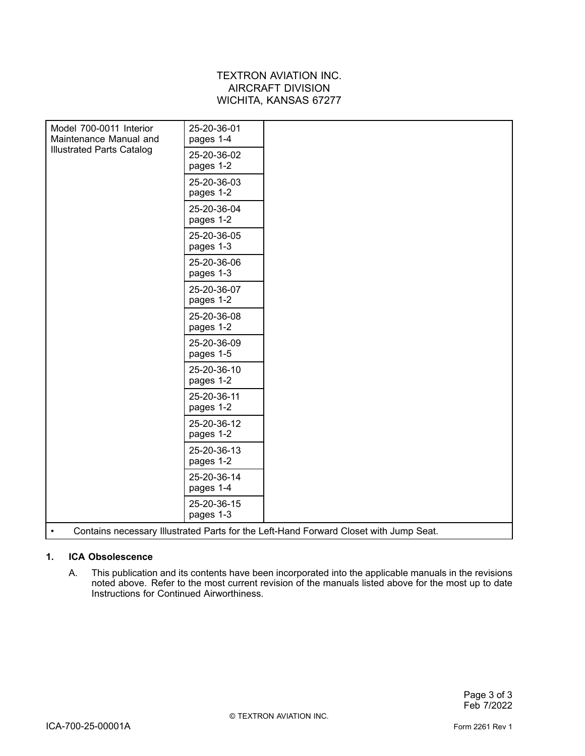TEXTRON AVIATION INC.
AIRCRAFT DIVISION
WICHITA, KANSAS 67277

| | | |
|---|---|---|
| Model 700-0011 Interior Maintenance Manual and Illustrated Parts Catalog | 25-20-36-01 pages 1-4 | |
| | 25-20-36-02 pages 1-2 | |
| | 25-20-36-03 pages 1-2 | |
| | 25-20-36-04 pages 1-2 | |
| | 25-20-36-05 pages 1-3 | |
| | 25-20-36-06 pages 1-3 | |
| | 25-20-36-07 pages 1-2 | |
| | 25-20-36-08 pages 1-2 | |
| | 25-20-36-09 pages 1-5 | |
| | 25-20-36-10 pages 1-2 | |
| | 25-20-36-11 pages 1-2 | |
| | 25-20-36-12 pages 1-2 | |
| | 25-20-36-13 pages 1-2 | |
| | 25-20-36-14 pages 1-4 | |
| | 25-20-36-15 pages 1-3 | |
| • Contains necessary Illustrated Parts for the Left-Hand Forward Closet with Jump Seat. | | |

**1. ICA Obsolescence**

A. This publication and its contents have been incorporated into the applicable manuals in the revisions noted above. Refer to the most current revision of the manuals listed above for the most up to date Instructions for Continued Airworthiness.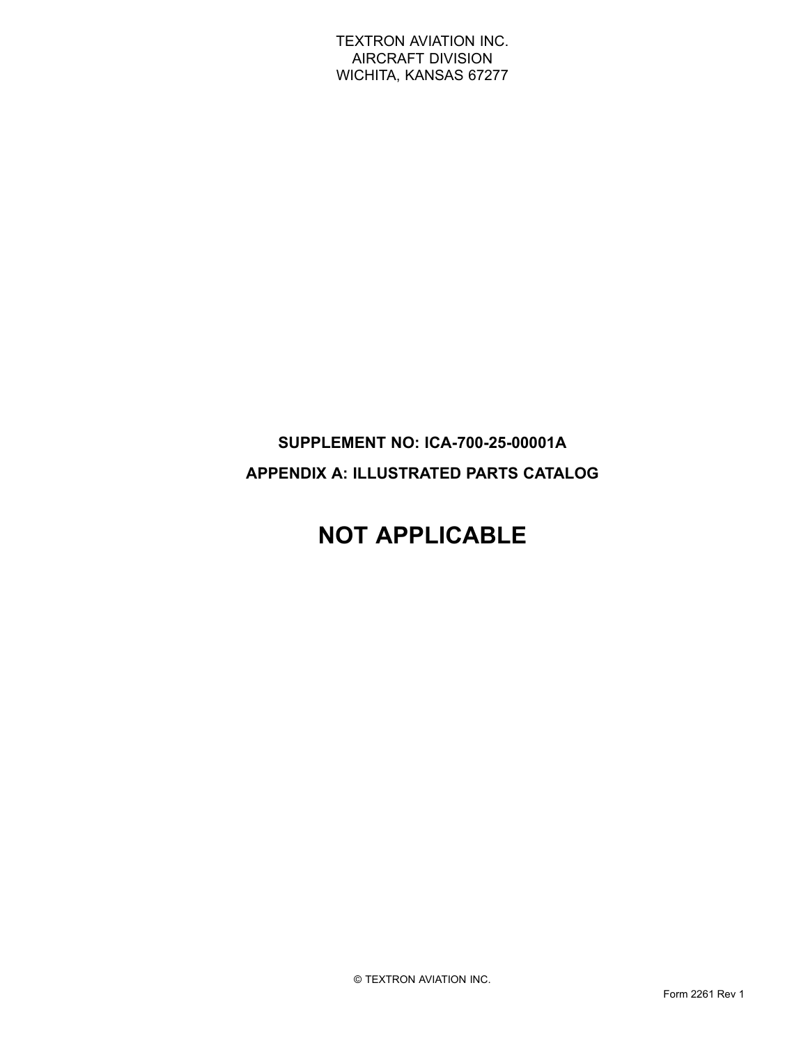TEXTRON AVIATION INC.
AIRCRAFT DIVISION
WICHITA, KANSAS 67277

**SUPPLEMENT NO: ICA-700-25-00001A**

**APPENDIX A: ILLUSTRATED PARTS CATALOG**

# NOT APPLICABLE

© TEXTRON AVIATION INC.

Form 2261 Rev 1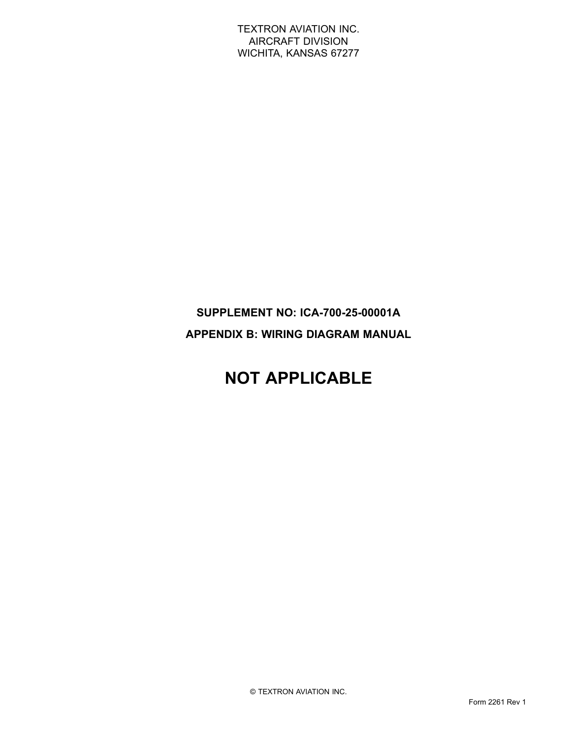TEXTRON AVIATION INC.
AIRCRAFT DIVISION
WICHITA, KANSAS 67277

**SUPPLEMENT NO: ICA-700-25-00001A**

**APPENDIX B: WIRING DIAGRAM MANUAL**

# NOT APPLICABLE

© TEXTRON AVIATION INC.

Form 2261 Rev 1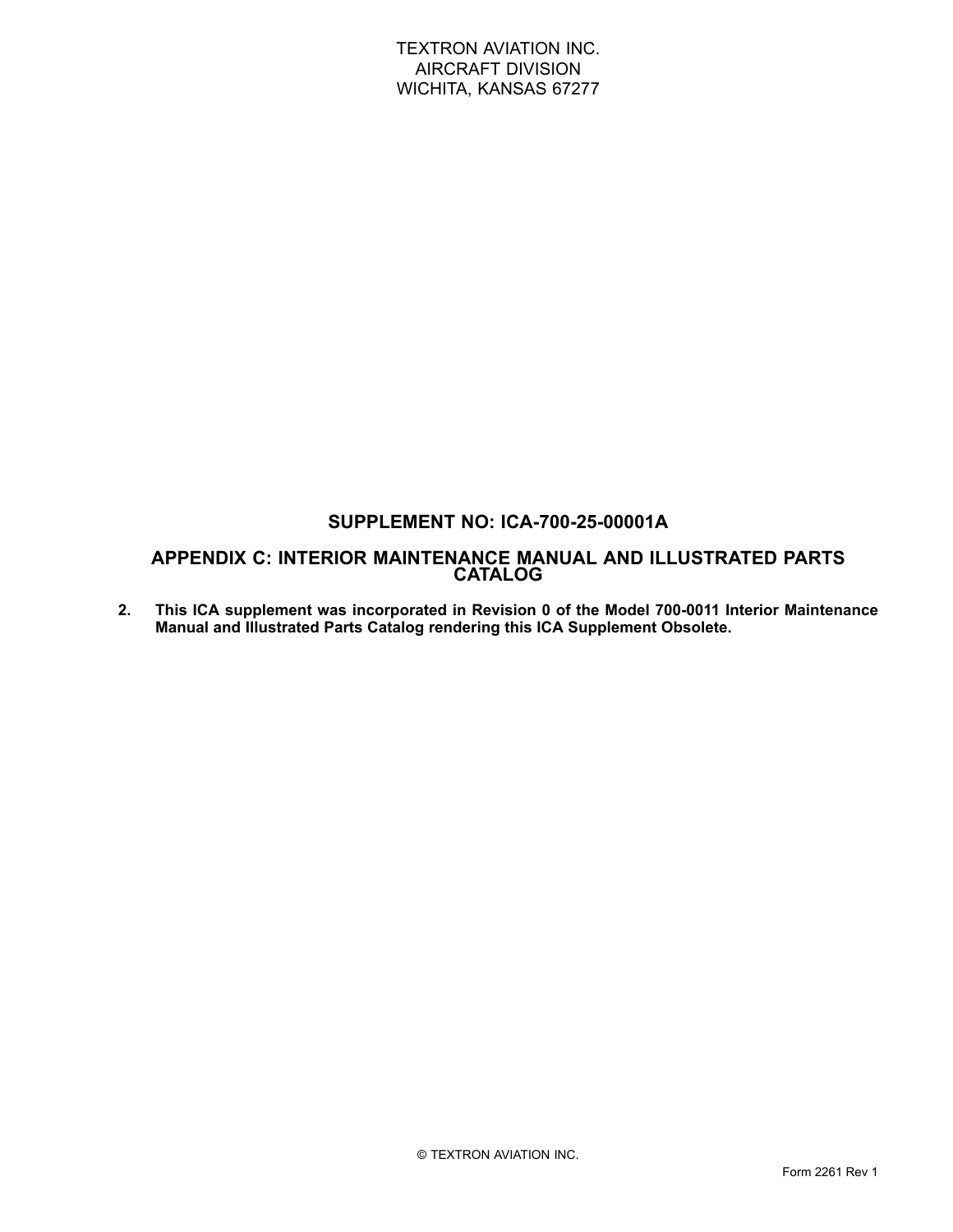TEXTRON AVIATION INC.
AIRCRAFT DIVISION
WICHITA, KANSAS 67277

## SUPPLEMENT NO: ICA-700-25-00001A

## APPENDIX C: INTERIOR MAINTENANCE MANUAL AND ILLUSTRATED PARTS CATALOG

2. **This ICA supplement was incorporated in Revision 0 of the Model 700-0011 Interior Maintenance Manual and Illustrated Parts Catalog rendering this ICA Supplement Obsolete.**

© TEXTRON AVIATION INC.

Form 2261 Rev 1